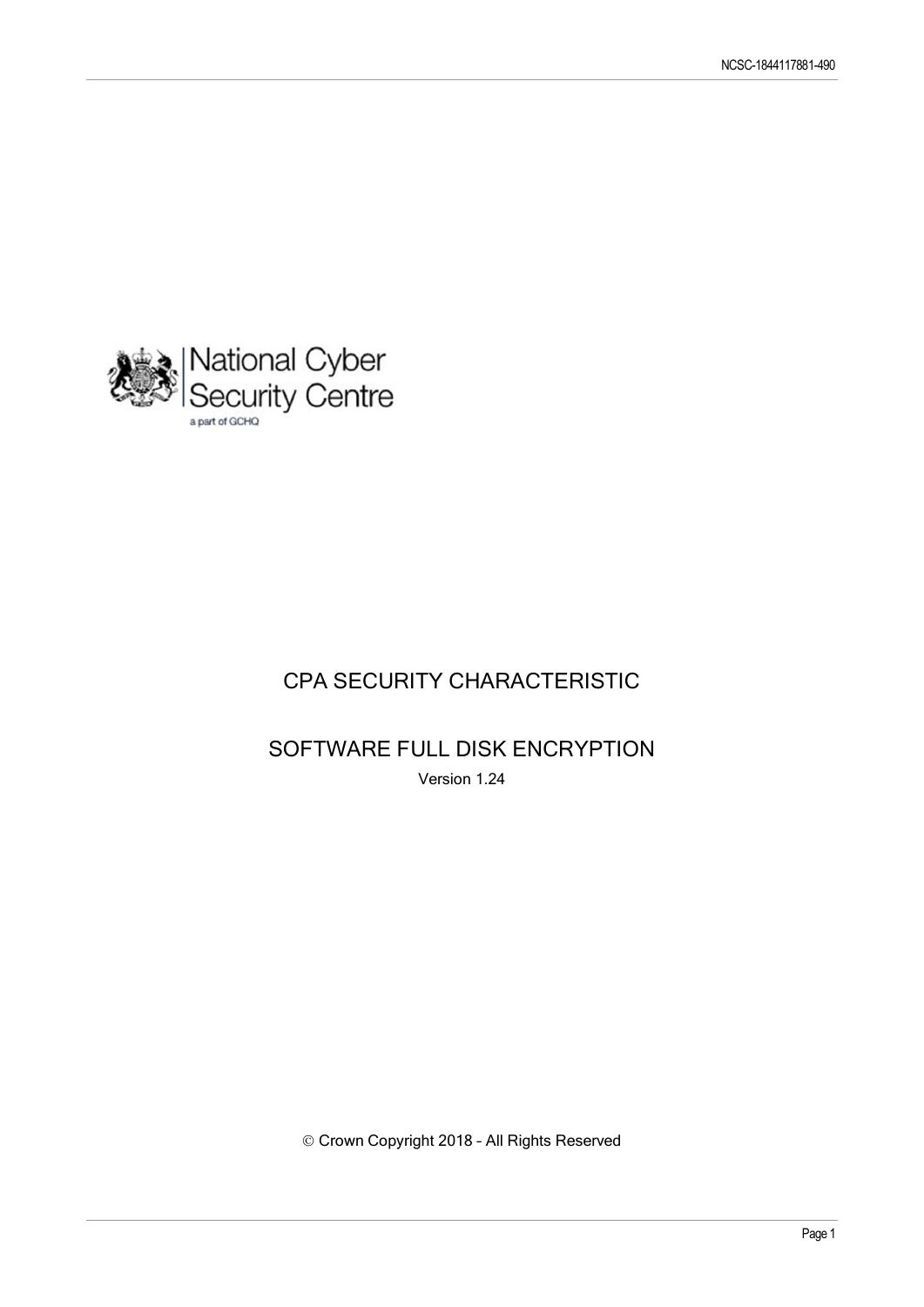National Cyber Security Centre

a part of GCHQ

# CPA SECURITY CHARACTERISTIC

# SOFTWARE FULL DISK ENCRYPTION

Version 1.24

© Crown Copyright 2018 – All Rights Reserved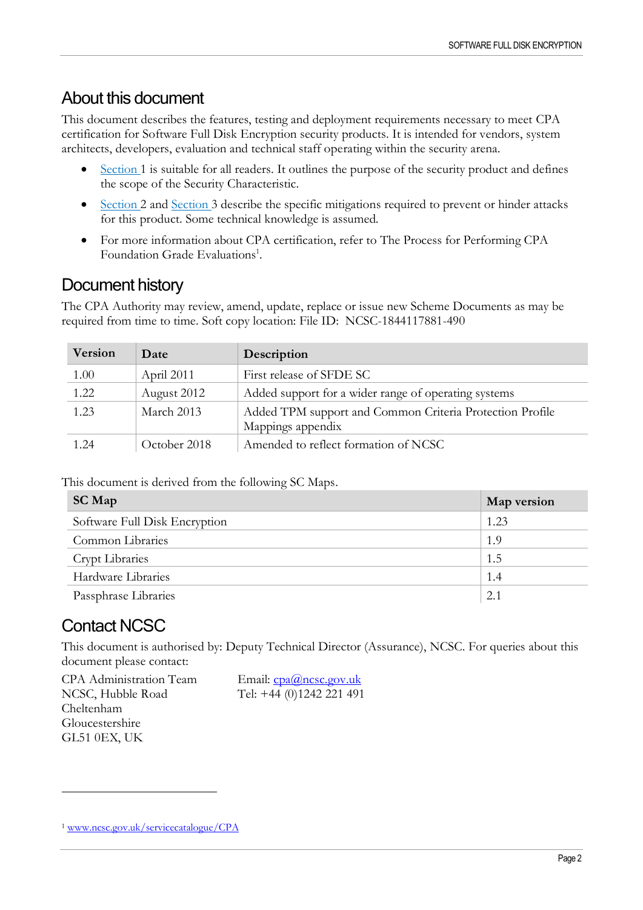## About this document

This document describes the features, testing and deployment requirements necessary to meet CPA certification for Software Full Disk Encryption security products. It is intended for vendors, system architects, developers, evaluation and technical staff operating within the security arena.

- Section 1 is suitable for all readers. It outlines the purpose of the security product and defines the scope of the Security Characteristic.
- Section 2 and Section 3 describe the specific mitigations required to prevent or hinder attacks for this product. Some technical knowledge is assumed.
- For more information about CPA certification, refer to The Process for Performing CPA Foundation Grade Evaluations[1].

## Document history

The CPA Authority may review, amend, update, replace or issue new Scheme Documents as may be required from time to time. Soft copy location: File ID: NCSC-1844117881-490

| Version | Date | Description |
|---|---|---|
| 1.00 | April 2011 | First release of SFDE SC |
| 1.22 | August 2012 | Added support for a wider range of operating systems |
| 1.23 | March 2013 | Added TPM support and Common Criteria Protection Profile Mappings appendix |
| 1.24 | October 2018 | Amended to reflect formation of NCSC |

This document is derived from the following SC Maps.

| SC Map | Map version |
|---|---|
| Software Full Disk Encryption | 1.23 |
| Common Libraries | 1.9 |
| Crypt Libraries | 1.5 |
| Hardware Libraries | 1.4 |
| Passphrase Libraries | 2.1 |

## Contact NCSC

This document is authorised by: Deputy Technical Director (Assurance), NCSC. For queries about this document please contact:

CPA Administration Team
NCSC, Hubble Road
Cheltenham
Gloucestershire
GL51 0EX, UK

Email: cpa@ncsc.gov.uk
Tel: +44 (0)1242 221 491

[1] www.ncsc.gov.uk/servicecatalogue/CPA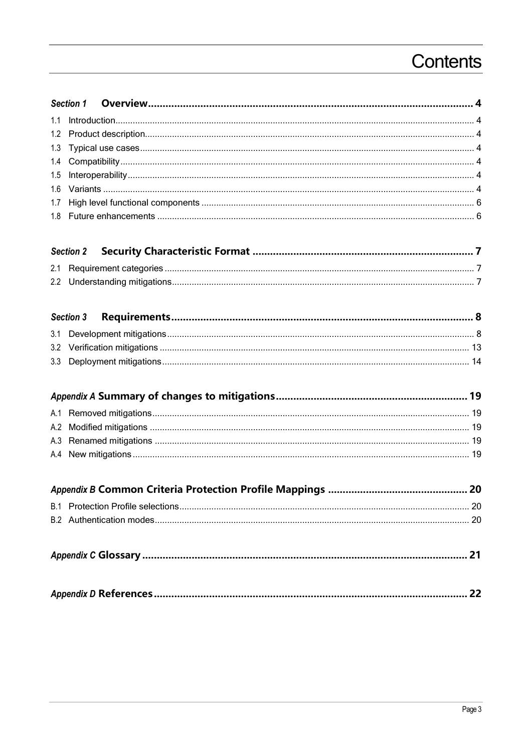# Contents

**Section 1 Overview** ... 4

- 1.1 Introduction ... 4
- 1.2 Product description ... 4
- 1.3 Typical use cases ... 4
- 1.4 Compatibility ... 4
- 1.5 Interoperability ... 4
- 1.6 Variants ... 4
- 1.7 High level functional components ... 6
- 1.8 Future enhancements ... 6

**Section 2 Security Characteristic Format** ... 7

- 2.1 Requirement categories ... 7
- 2.2 Understanding mitigations ... 7

**Section 3 Requirements** ... 8

- 3.1 Development mitigations ... 8
- 3.2 Verification mitigations ... 13
- 3.3 Deployment mitigations ... 14

**Appendix A Summary of changes to mitigations** ... 19

- A.1 Removed mitigations ... 19
- A.2 Modified mitigations ... 19
- A.3 Renamed mitigations ... 19
- A.4 New mitigations ... 19

**Appendix B Common Criteria Protection Profile Mappings** ... 20

- B.1 Protection Profile selections ... 20
- B.2 Authentication modes ... 20

**Appendix C Glossary** ... 21

**Appendix D References** ... 22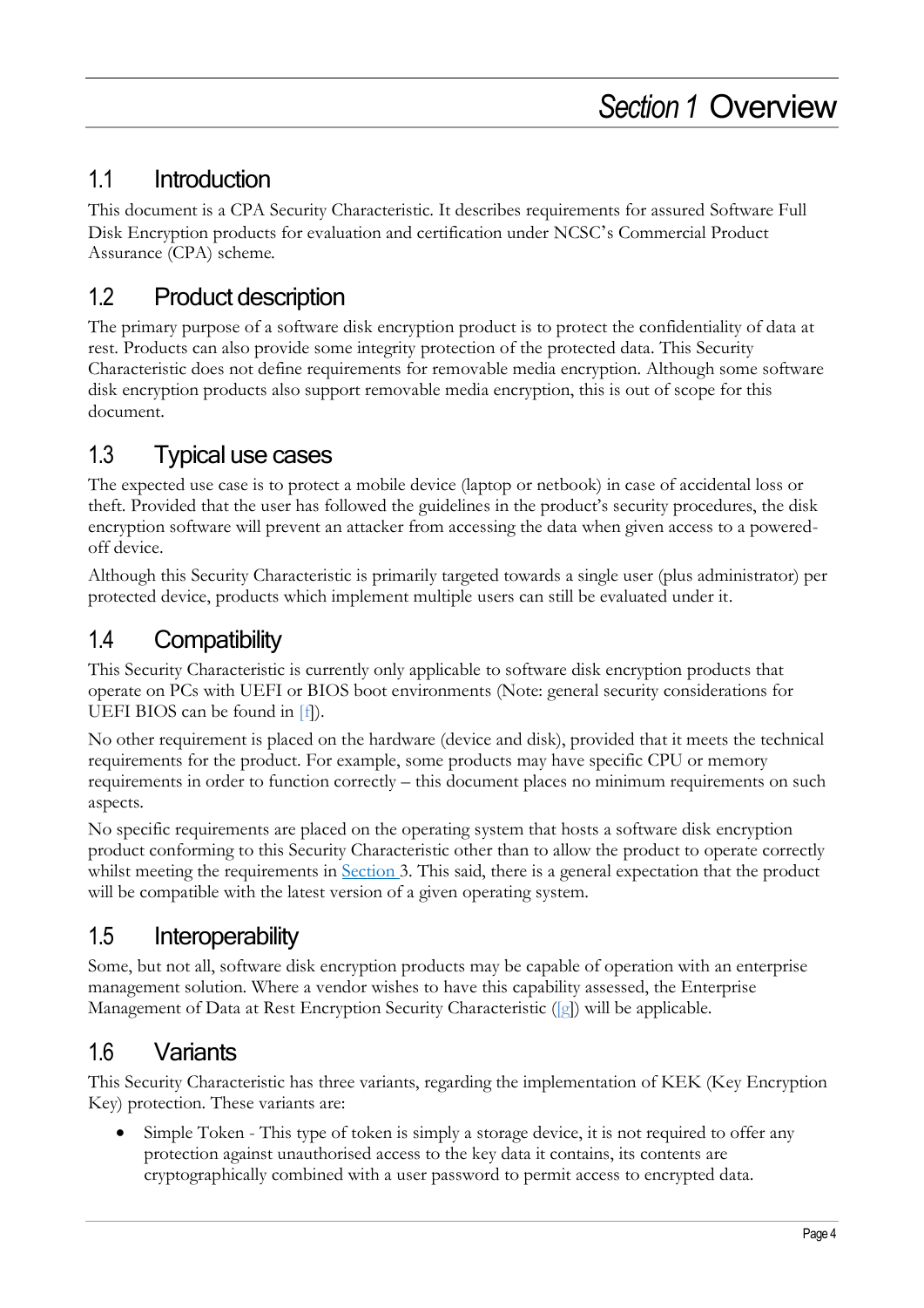# *Section 1* Overview

## 1.1 Introduction

This document is a CPA Security Characteristic. It describes requirements for assured Software Full Disk Encryption products for evaluation and certification under NCSC's Commercial Product Assurance (CPA) scheme.

## 1.2 Product description

The primary purpose of a software disk encryption product is to protect the confidentiality of data at rest. Products can also provide some integrity protection of the protected data. This Security Characteristic does not define requirements for removable media encryption. Although some software disk encryption products also support removable media encryption, this is out of scope for this document.

## 1.3 Typical use cases

The expected use case is to protect a mobile device (laptop or netbook) in case of accidental loss or theft. Provided that the user has followed the guidelines in the product's security procedures, the disk encryption software will prevent an attacker from accessing the data when given access to a powered-off device.

Although this Security Characteristic is primarily targeted towards a single user (plus administrator) per protected device, products which implement multiple users can still be evaluated under it.

## 1.4 Compatibility

This Security Characteristic is currently only applicable to software disk encryption products that operate on PCs with UEFI or BIOS boot environments (Note: general security considerations for UEFI BIOS can be found in [f]).

No other requirement is placed on the hardware (device and disk), provided that it meets the technical requirements for the product. For example, some products may have specific CPU or memory requirements in order to function correctly – this document places no minimum requirements on such aspects.

No specific requirements are placed on the operating system that hosts a software disk encryption product conforming to this Security Characteristic other than to allow the product to operate correctly whilst meeting the requirements in Section 3. This said, there is a general expectation that the product will be compatible with the latest version of a given operating system.

## 1.5 Interoperability

Some, but not all, software disk encryption products may be capable of operation with an enterprise management solution. Where a vendor wishes to have this capability assessed, the Enterprise Management of Data at Rest Encryption Security Characteristic ([g]) will be applicable.

## 1.6 Variants

This Security Characteristic has three variants, regarding the implementation of KEK (Key Encryption Key) protection. These variants are:

- Simple Token - This type of token is simply a storage device, it is not required to offer any protection against unauthorised access to the key data it contains, its contents are cryptographically combined with a user password to permit access to encrypted data.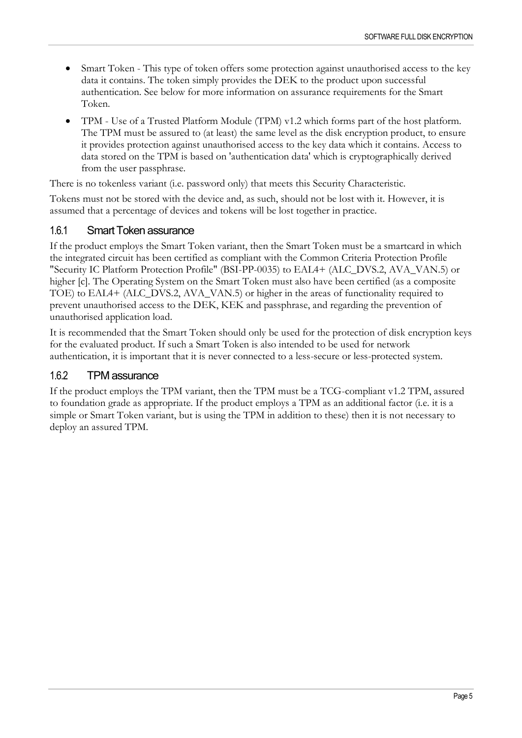- Smart Token - This type of token offers some protection against unauthorised access to the key data it contains. The token simply provides the DEK to the product upon successful authentication. See below for more information on assurance requirements for the Smart Token.
- TPM - Use of a Trusted Platform Module (TPM) v1.2 which forms part of the host platform. The TPM must be assured to (at least) the same level as the disk encryption product, to ensure it provides protection against unauthorised access to the key data which it contains. Access to data stored on the TPM is based on 'authentication data' which is cryptographically derived from the user passphrase.

There is no tokenless variant (i.e. password only) that meets this Security Characteristic.

Tokens must not be stored with the device and, as such, should not be lost with it. However, it is assumed that a percentage of devices and tokens will be lost together in practice.

### 1.6.1 Smart Token assurance

If the product employs the Smart Token variant, then the Smart Token must be a smartcard in which the integrated circuit has been certified as compliant with the Common Criteria Protection Profile "Security IC Platform Protection Profile" (BSI-PP-0035) to EAL4+ (ALC_DVS.2, AVA_VAN.5) or higher [c]. The Operating System on the Smart Token must also have been certified (as a composite TOE) to EAL4+ (ALC_DVS.2, AVA_VAN.5) or higher in the areas of functionality required to prevent unauthorised access to the DEK, KEK and passphrase, and regarding the prevention of unauthorised application load.

It is recommended that the Smart Token should only be used for the protection of disk encryption keys for the evaluated product. If such a Smart Token is also intended to be used for network authentication, it is important that it is never connected to a less-secure or less-protected system.

### 1.6.2 TPM assurance

If the product employs the TPM variant, then the TPM must be a TCG-compliant v1.2 TPM, assured to foundation grade as appropriate. If the product employs a TPM as an additional factor (i.e. it is a simple or Smart Token variant, but is using the TPM in addition to these) then it is not necessary to deploy an assured TPM.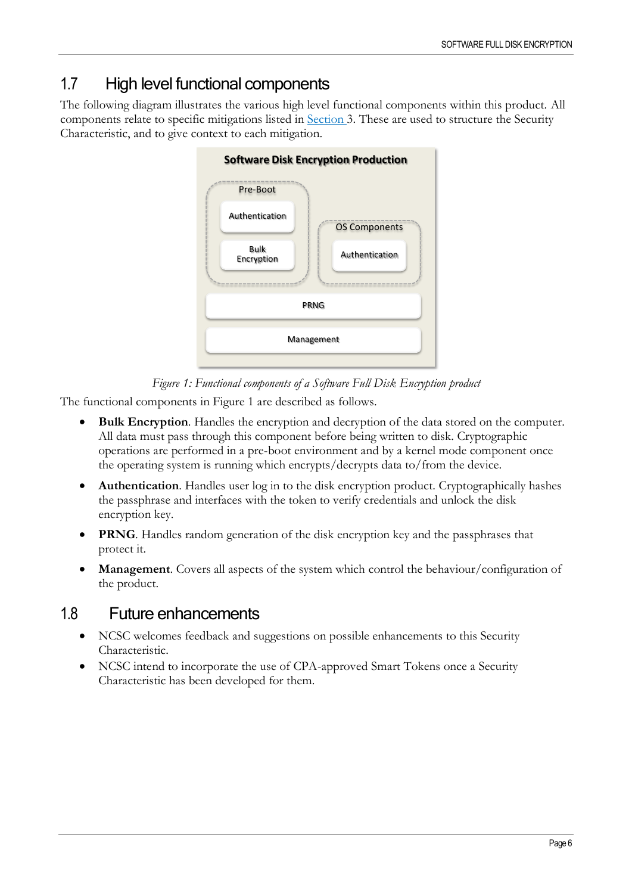## 1.7 High level functional components

The following diagram illustrates the various high level functional components within this product. All components relate to specific mitigations listed in [Section 3](). These are used to structure the Security Characteristic, and to give context to each mitigation.

Software Disk Encryption Production

Pre-Boot

Authentication

Bulk Encryption

OS Components

Authentication

PRNG

Management

*Figure 1: Functional components of a Software Full Disk Encryption product*

The functional components in Figure 1 are described as follows.

- **Bulk Encryption**. Handles the encryption and decryption of the data stored on the computer. All data must pass through this component before being written to disk. Cryptographic operations are performed in a pre-boot environment and by a kernel mode component once the operating system is running which encrypts/decrypts data to/from the device.
- **Authentication**. Handles user log in to the disk encryption product. Cryptographically hashes the passphrase and interfaces with the token to verify credentials and unlock the disk encryption key.
- **PRNG**. Handles random generation of the disk encryption key and the passphrases that protect it.
- **Management**. Covers all aspects of the system which control the behaviour/configuration of the product.

## 1.8 Future enhancements

- NCSC welcomes feedback and suggestions on possible enhancements to this Security Characteristic.
- NCSC intend to incorporate the use of CPA-approved Smart Tokens once a Security Characteristic has been developed for them.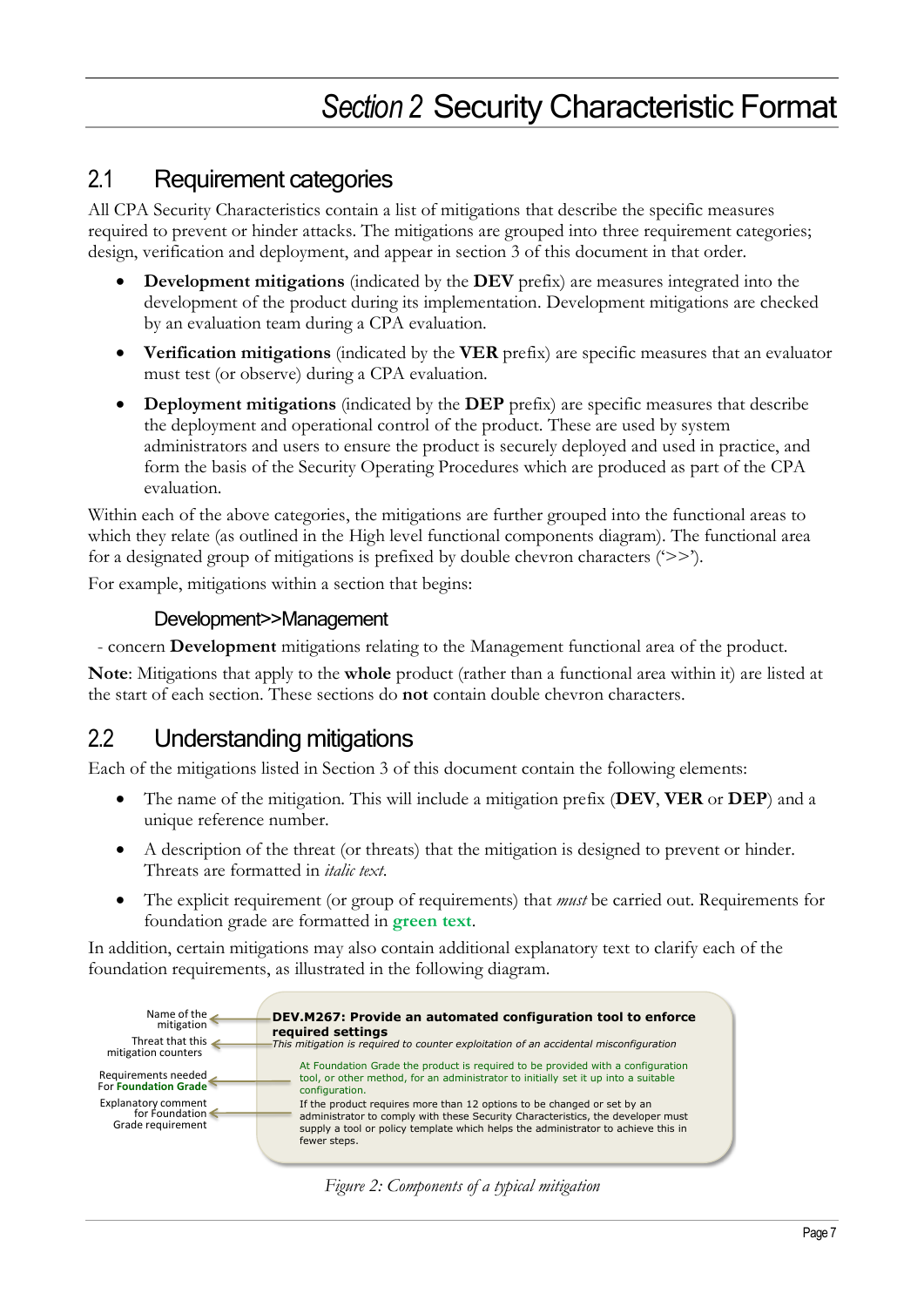// Section 2 Security Characteristic Format

## 2.1 Requirement categories

All CPA Security Characteristics contain a list of mitigations that describe the specific measures required to prevent or hinder attacks. The mitigations are grouped into three requirement categories; design, verification and deployment, and appear in section 3 of this document in that order.

- **Development mitigations** (indicated by the **DEV** prefix) are measures integrated into the development of the product during its implementation. Development mitigations are checked by an evaluation team during a CPA evaluation.
- **Verification mitigations** (indicated by the **VER** prefix) are specific measures that an evaluator must test (or observe) during a CPA evaluation.
- **Deployment mitigations** (indicated by the **DEP** prefix) are specific measures that describe the deployment and operational control of the product. These are used by system administrators and users to ensure the product is securely deployed and used in practice, and form the basis of the Security Operating Procedures which are produced as part of the CPA evaluation.

Within each of the above categories, the mitigations are further grouped into the functional areas to which they relate (as outlined in the High level functional components diagram). The functional area for a designated group of mitigations is prefixed by double chevron characters ('>>').

For example, mitigations within a section that begins:

### Development>>Management

- concern **Development** mitigations relating to the Management functional area of the product.

**Note**: Mitigations that apply to the **whole** product (rather than a functional area within it) are listed at the start of each section. These sections do **not** contain double chevron characters.

## 2.2 Understanding mitigations

Each of the mitigations listed in Section 3 of this document contain the following elements:

- The name of the mitigation. This will include a mitigation prefix (**DEV**, **VER** or **DEP**) and a unique reference number.
- A description of the threat (or threats) that the mitigation is designed to prevent or hinder. Threats are formatted in *italic text*.
- The explicit requirement (or group of requirements) that *must* be carried out. Requirements for foundation grade are formatted in **green text**.

In addition, certain mitigations may also contain additional explanatory text to clarify each of the foundation requirements, as illustrated in the following diagram.

| | |
|---|---|
| Name of the mitigation | **DEV.M267: Provide an automated configuration tool to enforce required settings** |
| Threat that this mitigation counters | *This mitigation is required to counter exploitation of an accidental misconfiguration* |
| Requirements needed For **Foundation Grade** | At Foundation Grade the product is required to be provided with a configuration tool, or other method, for an administrator to initially set it up into a suitable configuration. |
| Explanatory comment for Foundation Grade requirement | If the product requires more than 12 options to be changed or set by an administrator to comply with these Security Characteristics, the developer must supply a tool or policy template which helps the administrator to achieve this in fewer steps. |

*Figure 2: Components of a typical mitigation*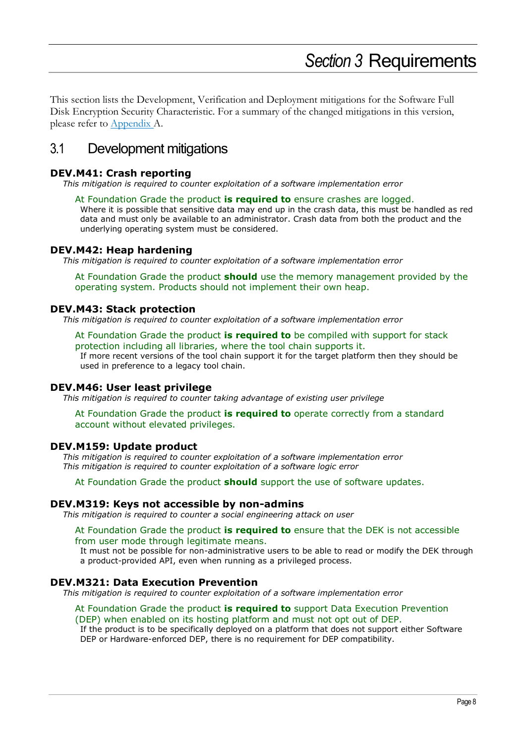# *Section 3* Requirements

This section lists the Development, Verification and Deployment mitigations for the Software Full Disk Encryption Security Characteristic. For a summary of the changed mitigations in this version, please refer to Appendix A.

## 3.1 Development mitigations

### DEV.M41: Crash reporting

*This mitigation is required to counter exploitation of a software implementation error*

At Foundation Grade the product **is required to** ensure crashes are logged.

Where it is possible that sensitive data may end up in the crash data, this must be handled as red data and must only be available to an administrator. Crash data from both the product and the underlying operating system must be considered.

### DEV.M42: Heap hardening

*This mitigation is required to counter exploitation of a software implementation error*

At Foundation Grade the product **should** use the memory management provided by the operating system. Products should not implement their own heap.

### DEV.M43: Stack protection

*This mitigation is required to counter exploitation of a software implementation error*

At Foundation Grade the product **is required to** be compiled with support for stack protection including all libraries, where the tool chain supports it.

If more recent versions of the tool chain support it for the target platform then they should be used in preference to a legacy tool chain.

### DEV.M46: User least privilege

*This mitigation is required to counter taking advantage of existing user privilege*

At Foundation Grade the product **is required to** operate correctly from a standard account without elevated privileges.

### DEV.M159: Update product

*This mitigation is required to counter exploitation of a software implementation error*
*This mitigation is required to counter exploitation of a software logic error*

At Foundation Grade the product **should** support the use of software updates.

### DEV.M319: Keys not accessible by non-admins

*This mitigation is required to counter a social engineering attack on user*

At Foundation Grade the product **is required to** ensure that the DEK is not accessible from user mode through legitimate means.

It must not be possible for non-administrative users to be able to read or modify the DEK through a product-provided API, even when running as a privileged process.

### DEV.M321: Data Execution Prevention

*This mitigation is required to counter exploitation of a software implementation error*

At Foundation Grade the product **is required to** support Data Execution Prevention (DEP) when enabled on its hosting platform and must not opt out of DEP.

If the product is to be specifically deployed on a platform that does not support either Software DEP or Hardware-enforced DEP, there is no requirement for DEP compatibility.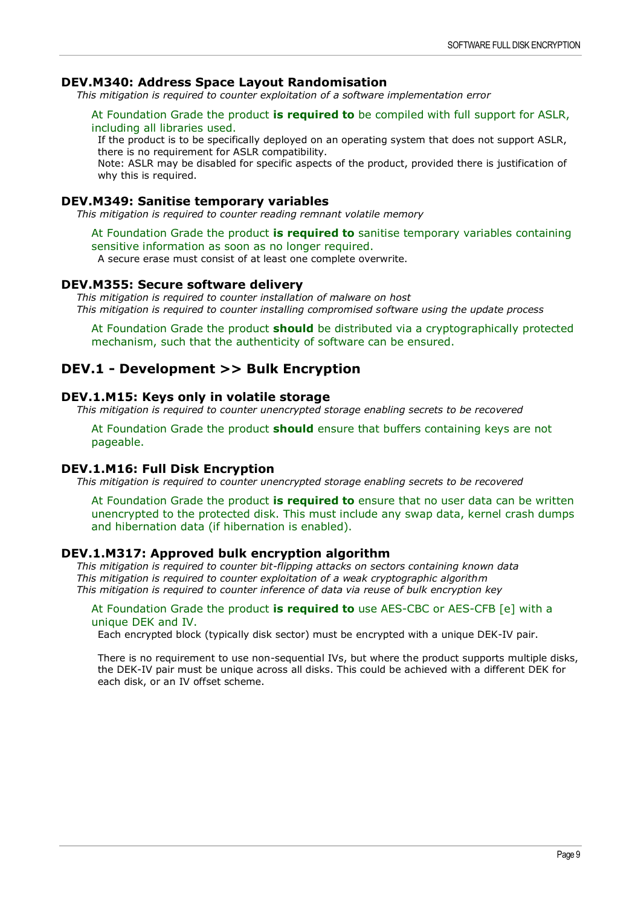### DEV.M340: Address Space Layout Randomisation

*This mitigation is required to counter exploitation of a software implementation error*

At Foundation Grade the product **is required to** be compiled with full support for ASLR, including all libraries used.

If the product is to be specifically deployed on an operating system that does not support ASLR, there is no requirement for ASLR compatibility.

Note: ASLR may be disabled for specific aspects of the product, provided there is justification of why this is required.

### DEV.M349: Sanitise temporary variables

*This mitigation is required to counter reading remnant volatile memory*

At Foundation Grade the product **is required to** sanitise temporary variables containing sensitive information as soon as no longer required.

A secure erase must consist of at least one complete overwrite.

### DEV.M355: Secure software delivery

*This mitigation is required to counter installation of malware on host*

*This mitigation is required to counter installing compromised software using the update process*

At Foundation Grade the product **should** be distributed via a cryptographically protected mechanism, such that the authenticity of software can be ensured.

## DEV.1 - Development >> Bulk Encryption

### DEV.1.M15: Keys only in volatile storage

*This mitigation is required to counter unencrypted storage enabling secrets to be recovered*

At Foundation Grade the product **should** ensure that buffers containing keys are not pageable.

### DEV.1.M16: Full Disk Encryption

*This mitigation is required to counter unencrypted storage enabling secrets to be recovered*

At Foundation Grade the product **is required to** ensure that no user data can be written unencrypted to the protected disk. This must include any swap data, kernel crash dumps and hibernation data (if hibernation is enabled).

### DEV.1.M317: Approved bulk encryption algorithm

*This mitigation is required to counter bit-flipping attacks on sectors containing known data*

*This mitigation is required to counter exploitation of a weak cryptographic algorithm*

*This mitigation is required to counter inference of data via reuse of bulk encryption key*

At Foundation Grade the product **is required to** use AES-CBC or AES-CFB [e] with a unique DEK and IV.

Each encrypted block (typically disk sector) must be encrypted with a unique DEK-IV pair.

There is no requirement to use non-sequential IVs, but where the product supports multiple disks, the DEK-IV pair must be unique across all disks. This could be achieved with a different DEK for each disk, or an IV offset scheme.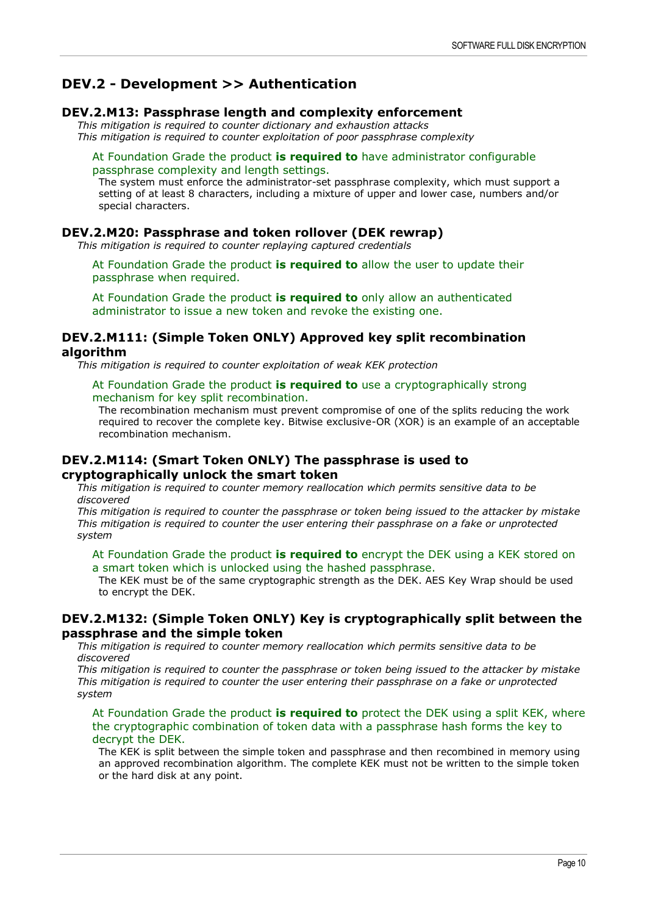## DEV.2 - Development >> Authentication

### DEV.2.M13: Passphrase length and complexity enforcement

*This mitigation is required to counter dictionary and exhaustion attacks*
*This mitigation is required to counter exploitation of poor passphrase complexity*

At Foundation Grade the product **is required to** have administrator configurable passphrase complexity and length settings.

The system must enforce the administrator-set passphrase complexity, which must support a setting of at least 8 characters, including a mixture of upper and lower case, numbers and/or special characters.

### DEV.2.M20: Passphrase and token rollover (DEK rewrap)

*This mitigation is required to counter replaying captured credentials*

At Foundation Grade the product **is required to** allow the user to update their passphrase when required.

At Foundation Grade the product **is required to** only allow an authenticated administrator to issue a new token and revoke the existing one.

### DEV.2.M111: (Simple Token ONLY) Approved key split recombination algorithm

*This mitigation is required to counter exploitation of weak KEK protection*

At Foundation Grade the product **is required to** use a cryptographically strong mechanism for key split recombination.

The recombination mechanism must prevent compromise of one of the splits reducing the work required to recover the complete key. Bitwise exclusive-OR (XOR) is an example of an acceptable recombination mechanism.

### DEV.2.M114: (Smart Token ONLY) The passphrase is used to cryptographically unlock the smart token

*This mitigation is required to counter memory reallocation which permits sensitive data to be discovered*
*This mitigation is required to counter the passphrase or token being issued to the attacker by mistake*
*This mitigation is required to counter the user entering their passphrase on a fake or unprotected system*

At Foundation Grade the product **is required to** encrypt the DEK using a KEK stored on a smart token which is unlocked using the hashed passphrase.

The KEK must be of the same cryptographic strength as the DEK. AES Key Wrap should be used to encrypt the DEK.

### DEV.2.M132: (Simple Token ONLY) Key is cryptographically split between the passphrase and the simple token

*This mitigation is required to counter memory reallocation which permits sensitive data to be discovered*
*This mitigation is required to counter the passphrase or token being issued to the attacker by mistake*
*This mitigation is required to counter the user entering their passphrase on a fake or unprotected system*

At Foundation Grade the product **is required to** protect the DEK using a split KEK, where the cryptographic combination of token data with a passphrase hash forms the key to decrypt the DEK.

The KEK is split between the simple token and passphrase and then recombined in memory using an approved recombination algorithm. The complete KEK must not be written to the simple token or the hard disk at any point.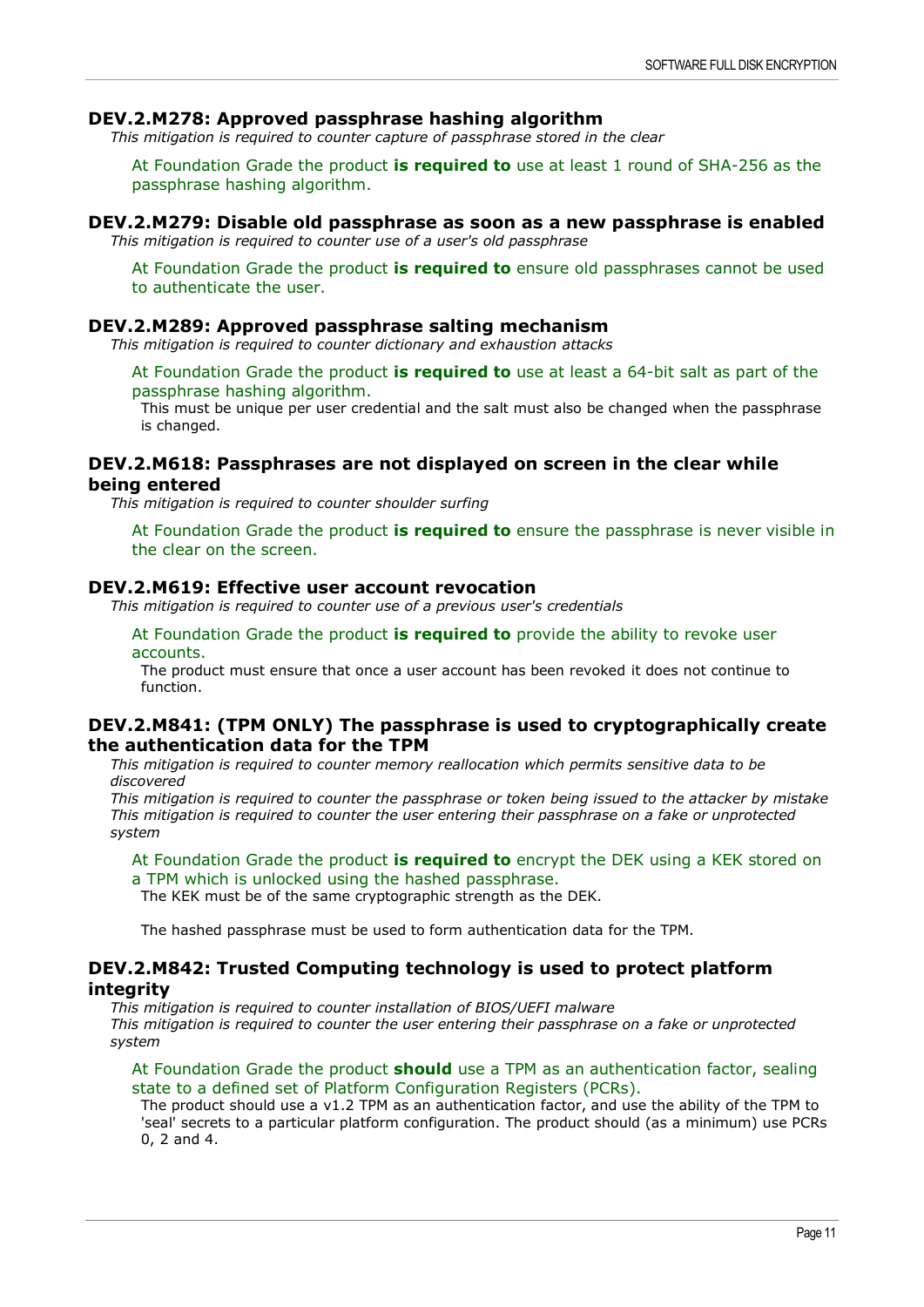### DEV.2.M278: Approved passphrase hashing algorithm

*This mitigation is required to counter capture of passphrase stored in the clear*

At Foundation Grade the product **is required to** use at least 1 round of SHA-256 as the passphrase hashing algorithm.

### DEV.2.M279: Disable old passphrase as soon as a new passphrase is enabled

*This mitigation is required to counter use of a user's old passphrase*

At Foundation Grade the product **is required to** ensure old passphrases cannot be used to authenticate the user.

### DEV.2.M289: Approved passphrase salting mechanism

*This mitigation is required to counter dictionary and exhaustion attacks*

At Foundation Grade the product **is required to** use at least a 64-bit salt as part of the passphrase hashing algorithm.

This must be unique per user credential and the salt must also be changed when the passphrase is changed.

### DEV.2.M618: Passphrases are not displayed on screen in the clear while being entered

*This mitigation is required to counter shoulder surfing*

At Foundation Grade the product **is required to** ensure the passphrase is never visible in the clear on the screen.

### DEV.2.M619: Effective user account revocation

*This mitigation is required to counter use of a previous user's credentials*

At Foundation Grade the product **is required to** provide the ability to revoke user accounts.

The product must ensure that once a user account has been revoked it does not continue to function.

### DEV.2.M841: (TPM ONLY) The passphrase is used to cryptographically create the authentication data for the TPM

*This mitigation is required to counter memory reallocation which permits sensitive data to be discovered*

*This mitigation is required to counter the passphrase or token being issued to the attacker by mistake*

*This mitigation is required to counter the user entering their passphrase on a fake or unprotected system*

At Foundation Grade the product **is required to** encrypt the DEK using a KEK stored on a TPM which is unlocked using the hashed passphrase.

The KEK must be of the same cryptographic strength as the DEK.

The hashed passphrase must be used to form authentication data for the TPM.

### DEV.2.M842: Trusted Computing technology is used to protect platform integrity

*This mitigation is required to counter installation of BIOS/UEFI malware*

*This mitigation is required to counter the user entering their passphrase on a fake or unprotected system*

At Foundation Grade the product **should** use a TPM as an authentication factor, sealing state to a defined set of Platform Configuration Registers (PCRs).

The product should use a v1.2 TPM as an authentication factor, and use the ability of the TPM to 'seal' secrets to a particular platform configuration. The product should (as a minimum) use PCRs 0, 2 and 4.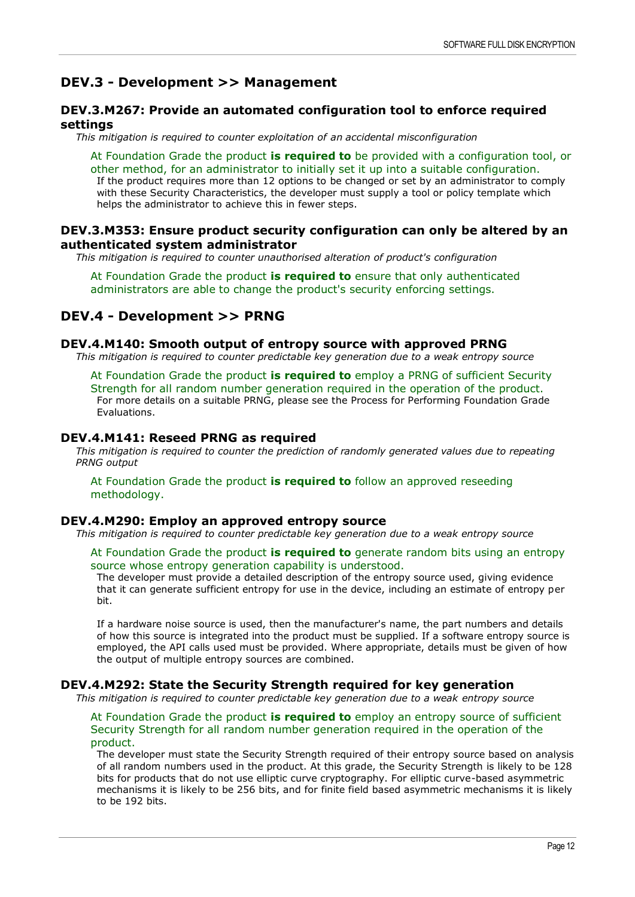## DEV.3 - Development >> Management

### DEV.3.M267: Provide an automated configuration tool to enforce required settings

*This mitigation is required to counter exploitation of an accidental misconfiguration*

At Foundation Grade the product **is required to** be provided with a configuration tool, or other method, for an administrator to initially set it up into a suitable configuration.

If the product requires more than 12 options to be changed or set by an administrator to comply with these Security Characteristics, the developer must supply a tool or policy template which helps the administrator to achieve this in fewer steps.

### DEV.3.M353: Ensure product security configuration can only be altered by an authenticated system administrator

*This mitigation is required to counter unauthorised alteration of product's configuration*

At Foundation Grade the product **is required to** ensure that only authenticated administrators are able to change the product's security enforcing settings.

## DEV.4 - Development >> PRNG

### DEV.4.M140: Smooth output of entropy source with approved PRNG

*This mitigation is required to counter predictable key generation due to a weak entropy source*

At Foundation Grade the product **is required to** employ a PRNG of sufficient Security Strength for all random number generation required in the operation of the product.

For more details on a suitable PRNG, please see the Process for Performing Foundation Grade Evaluations.

### DEV.4.M141: Reseed PRNG as required

*This mitigation is required to counter the prediction of randomly generated values due to repeating PRNG output*

At Foundation Grade the product **is required to** follow an approved reseeding methodology.

### DEV.4.M290: Employ an approved entropy source

*This mitigation is required to counter predictable key generation due to a weak entropy source*

At Foundation Grade the product **is required to** generate random bits using an entropy source whose entropy generation capability is understood.

The developer must provide a detailed description of the entropy source used, giving evidence that it can generate sufficient entropy for use in the device, including an estimate of entropy per bit.

If a hardware noise source is used, then the manufacturer's name, the part numbers and details of how this source is integrated into the product must be supplied. If a software entropy source is employed, the API calls used must be provided. Where appropriate, details must be given of how the output of multiple entropy sources are combined.

### DEV.4.M292: State the Security Strength required for key generation

*This mitigation is required to counter predictable key generation due to a weak entropy source*

At Foundation Grade the product **is required to** employ an entropy source of sufficient Security Strength for all random number generation required in the operation of the product.

The developer must state the Security Strength required of their entropy source based on analysis of all random numbers used in the product. At this grade, the Security Strength is likely to be 128 bits for products that do not use elliptic curve cryptography. For elliptic curve-based asymmetric mechanisms it is likely to be 256 bits, and for finite field based asymmetric mechanisms it is likely to be 192 bits.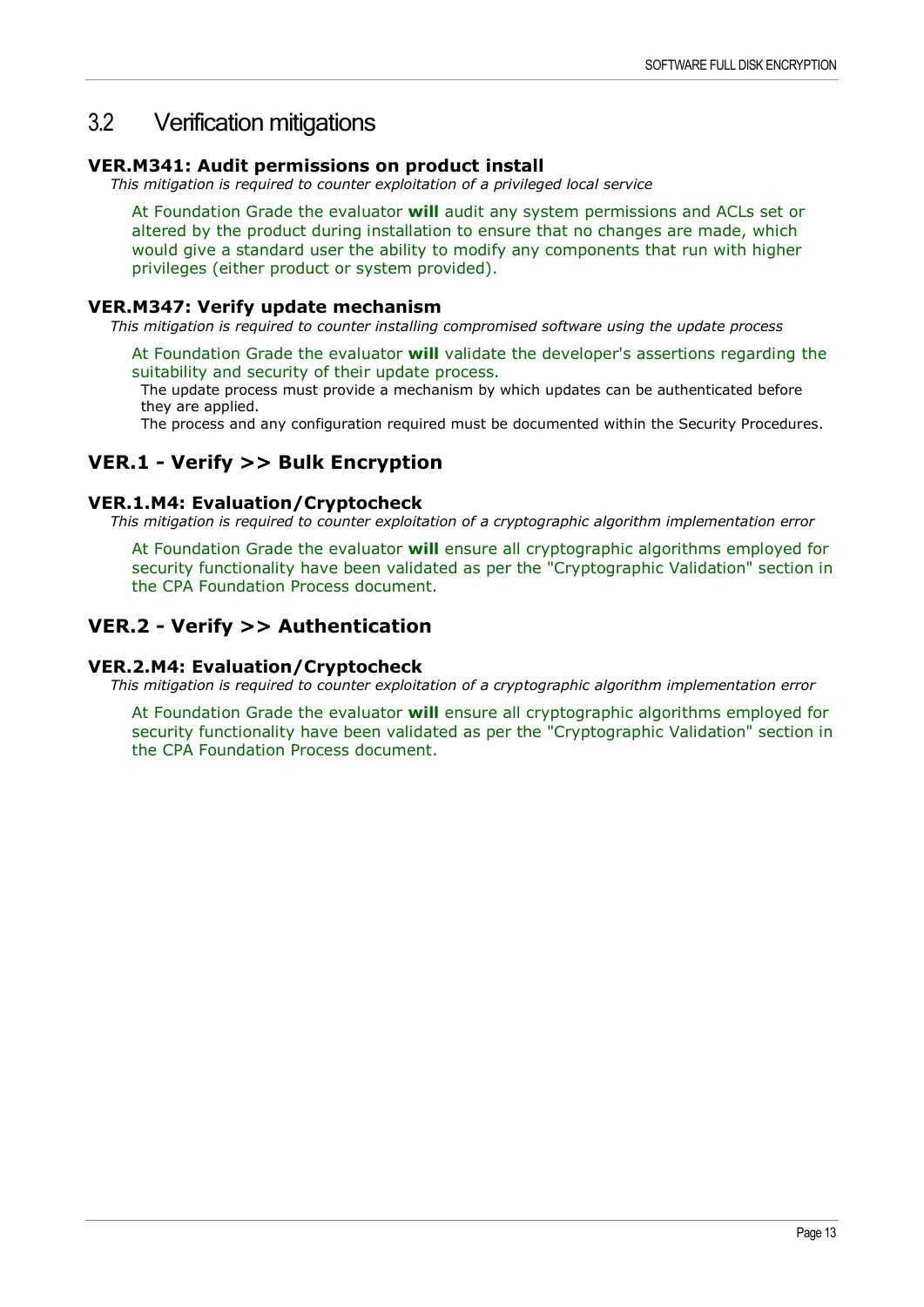## 3.2 Verification mitigations

### VER.M341: Audit permissions on product install

*This mitigation is required to counter exploitation of a privileged local service*

At Foundation Grade the evaluator **will** audit any system permissions and ACLs set or altered by the product during installation to ensure that no changes are made, which would give a standard user the ability to modify any components that run with higher privileges (either product or system provided).

### VER.M347: Verify update mechanism

*This mitigation is required to counter installing compromised software using the update process*

At Foundation Grade the evaluator **will** validate the developer's assertions regarding the suitability and security of their update process.

The update process must provide a mechanism by which updates can be authenticated before they are applied.

The process and any configuration required must be documented within the Security Procedures.

## VER.1 - Verify >> Bulk Encryption

### VER.1.M4: Evaluation/Cryptocheck

*This mitigation is required to counter exploitation of a cryptographic algorithm implementation error*

At Foundation Grade the evaluator **will** ensure all cryptographic algorithms employed for security functionality have been validated as per the "Cryptographic Validation" section in the CPA Foundation Process document.

## VER.2 - Verify >> Authentication

### VER.2.M4: Evaluation/Cryptocheck

*This mitigation is required to counter exploitation of a cryptographic algorithm implementation error*

At Foundation Grade the evaluator **will** ensure all cryptographic algorithms employed for security functionality have been validated as per the "Cryptographic Validation" section in the CPA Foundation Process document.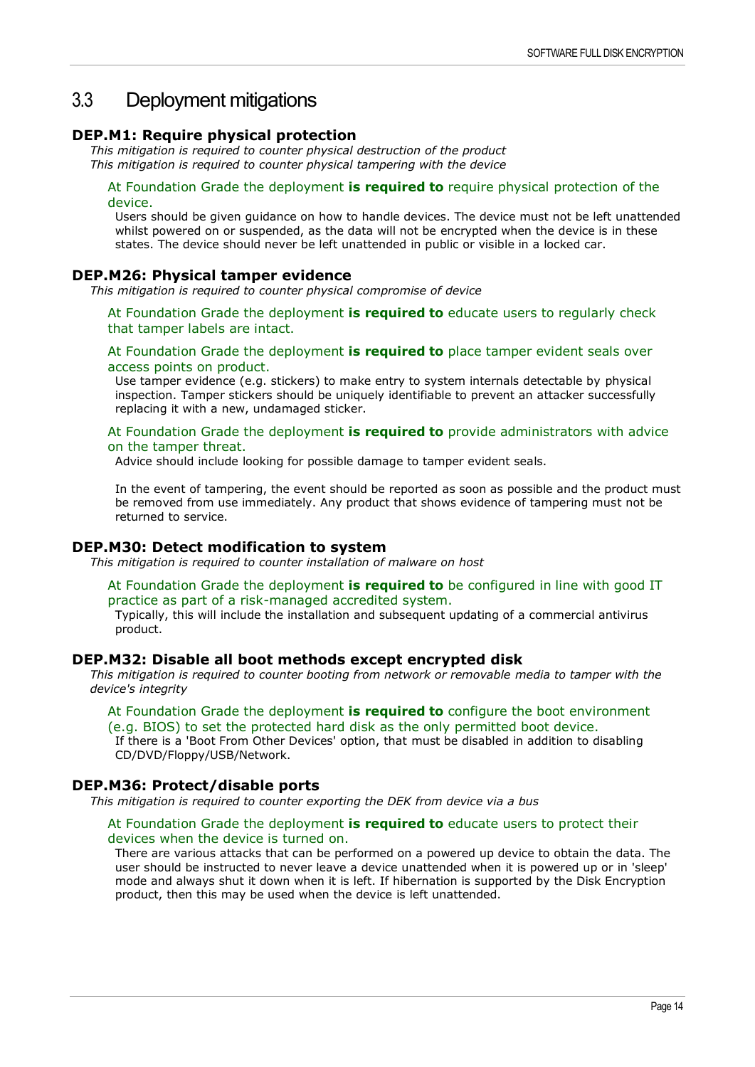## 3.3 Deployment mitigations

### DEP.M1: Require physical protection

*This mitigation is required to counter physical destruction of the product*
*This mitigation is required to counter physical tampering with the device*

At Foundation Grade the deployment **is required to** require physical protection of the device.

Users should be given guidance on how to handle devices. The device must not be left unattended whilst powered on or suspended, as the data will not be encrypted when the device is in these states. The device should never be left unattended in public or visible in a locked car.

### DEP.M26: Physical tamper evidence

*This mitigation is required to counter physical compromise of device*

At Foundation Grade the deployment **is required to** educate users to regularly check that tamper labels are intact.

At Foundation Grade the deployment **is required to** place tamper evident seals over access points on product.

Use tamper evidence (e.g. stickers) to make entry to system internals detectable by physical inspection. Tamper stickers should be uniquely identifiable to prevent an attacker successfully replacing it with a new, undamaged sticker.

At Foundation Grade the deployment **is required to** provide administrators with advice on the tamper threat.

Advice should include looking for possible damage to tamper evident seals.

In the event of tampering, the event should be reported as soon as possible and the product must be removed from use immediately. Any product that shows evidence of tampering must not be returned to service.

### DEP.M30: Detect modification to system

*This mitigation is required to counter installation of malware on host*

At Foundation Grade the deployment **is required to** be configured in line with good IT practice as part of a risk-managed accredited system.

Typically, this will include the installation and subsequent updating of a commercial antivirus product.

### DEP.M32: Disable all boot methods except encrypted disk

*This mitigation is required to counter booting from network or removable media to tamper with the device's integrity*

At Foundation Grade the deployment **is required to** configure the boot environment (e.g. BIOS) to set the protected hard disk as the only permitted boot device.

If there is a 'Boot From Other Devices' option, that must be disabled in addition to disabling CD/DVD/Floppy/USB/Network.

### DEP.M36: Protect/disable ports

*This mitigation is required to counter exporting the DEK from device via a bus*

At Foundation Grade the deployment **is required to** educate users to protect their devices when the device is turned on.

There are various attacks that can be performed on a powered up device to obtain the data. The user should be instructed to never leave a device unattended when it is powered up or in 'sleep' mode and always shut it down when it is left. If hibernation is supported by the Disk Encryption product, then this may be used when the device is left unattended.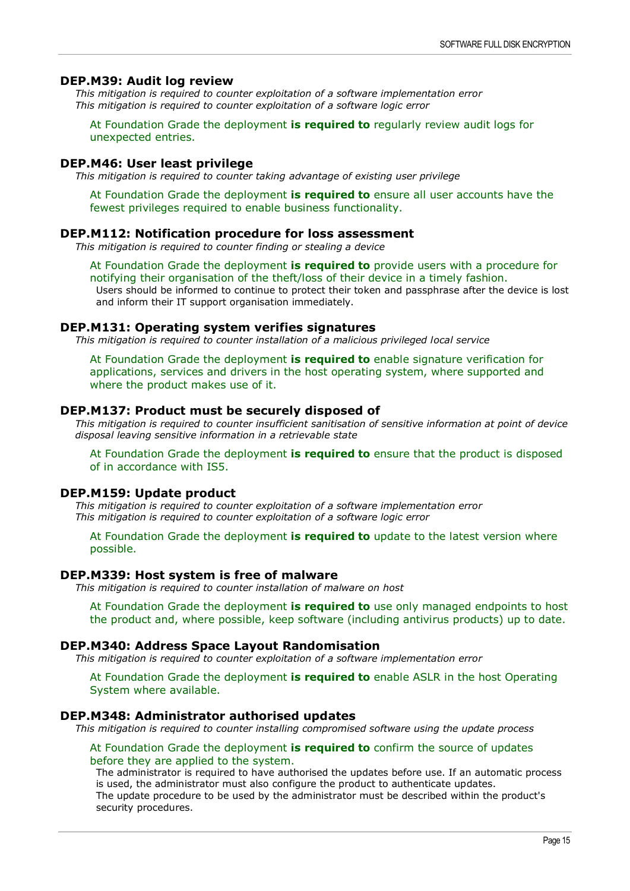### DEP.M39: Audit log review

*This mitigation is required to counter exploitation of a software implementation error*
*This mitigation is required to counter exploitation of a software logic error*

At Foundation Grade the deployment **is required to** regularly review audit logs for unexpected entries.

### DEP.M46: User least privilege

*This mitigation is required to counter taking advantage of existing user privilege*

At Foundation Grade the deployment **is required to** ensure all user accounts have the fewest privileges required to enable business functionality.

### DEP.M112: Notification procedure for loss assessment

*This mitigation is required to counter finding or stealing a device*

At Foundation Grade the deployment **is required to** provide users with a procedure for notifying their organisation of the theft/loss of their device in a timely fashion.

Users should be informed to continue to protect their token and passphrase after the device is lost and inform their IT support organisation immediately.

### DEP.M131: Operating system verifies signatures

*This mitigation is required to counter installation of a malicious privileged local service*

At Foundation Grade the deployment **is required to** enable signature verification for applications, services and drivers in the host operating system, where supported and where the product makes use of it.

### DEP.M137: Product must be securely disposed of

*This mitigation is required to counter insufficient sanitisation of sensitive information at point of device disposal leaving sensitive information in a retrievable state*

At Foundation Grade the deployment **is required to** ensure that the product is disposed of in accordance with IS5.

### DEP.M159: Update product

*This mitigation is required to counter exploitation of a software implementation error*
*This mitigation is required to counter exploitation of a software logic error*

At Foundation Grade the deployment **is required to** update to the latest version where possible.

### DEP.M339: Host system is free of malware

*This mitigation is required to counter installation of malware on host*

At Foundation Grade the deployment **is required to** use only managed endpoints to host the product and, where possible, keep software (including antivirus products) up to date.

### DEP.M340: Address Space Layout Randomisation

*This mitigation is required to counter exploitation of a software implementation error*

At Foundation Grade the deployment **is required to** enable ASLR in the host Operating System where available.

### DEP.M348: Administrator authorised updates

*This mitigation is required to counter installing compromised software using the update process*

At Foundation Grade the deployment **is required to** confirm the source of updates before they are applied to the system.

The administrator is required to have authorised the updates before use. If an automatic process is used, the administrator must also configure the product to authenticate updates.
The update procedure to be used by the administrator must be described within the product's security procedures.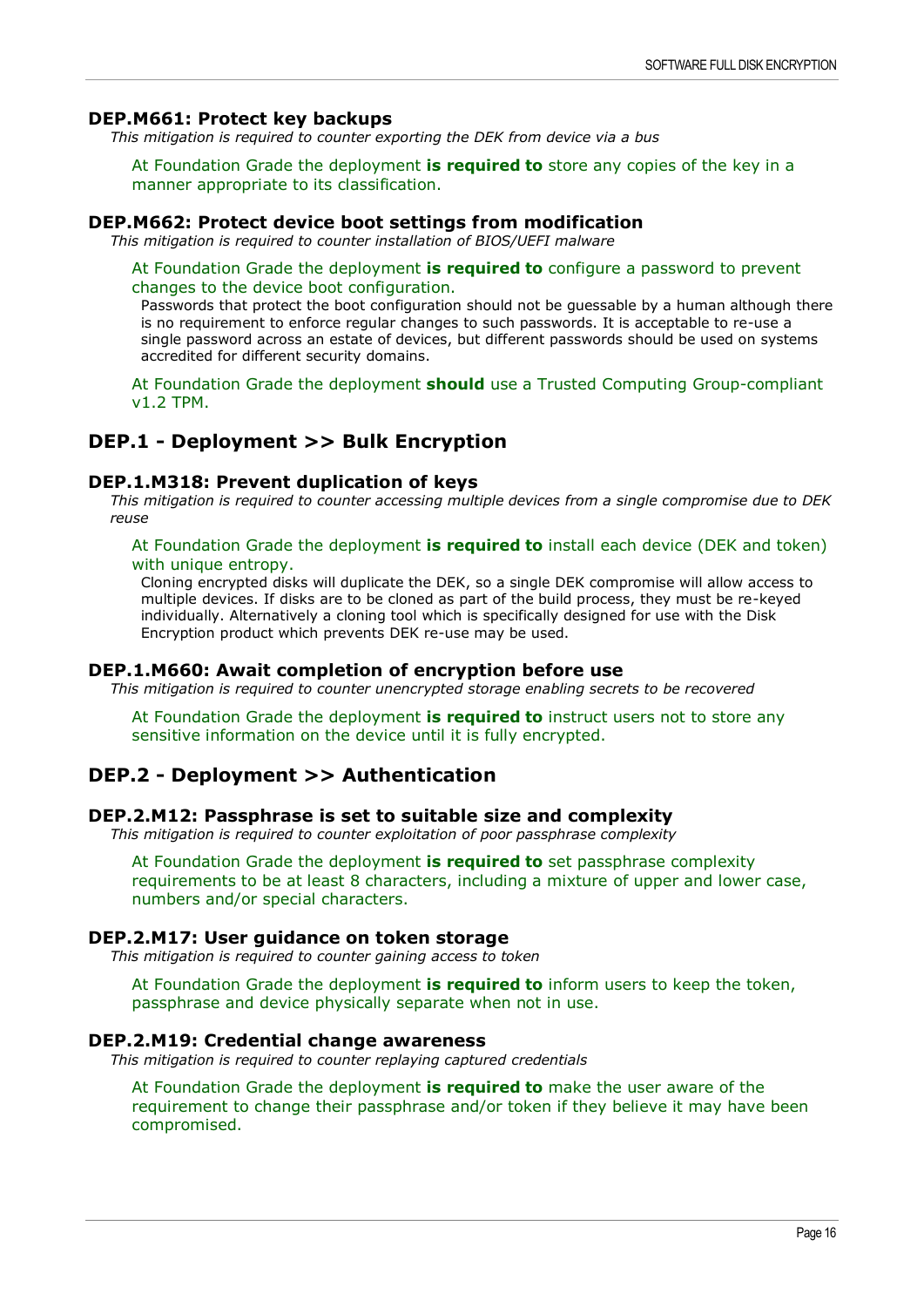### DEP.M661: Protect key backups

*This mitigation is required to counter exporting the DEK from device via a bus*

At Foundation Grade the deployment **is required to** store any copies of the key in a manner appropriate to its classification.

### DEP.M662: Protect device boot settings from modification

*This mitigation is required to counter installation of BIOS/UEFI malware*

At Foundation Grade the deployment **is required to** configure a password to prevent changes to the device boot configuration.

Passwords that protect the boot configuration should not be guessable by a human although there is no requirement to enforce regular changes to such passwords. It is acceptable to re-use a single password across an estate of devices, but different passwords should be used on systems accredited for different security domains.

At Foundation Grade the deployment **should** use a Trusted Computing Group-compliant v1.2 TPM.

## DEP.1 - Deployment >> Bulk Encryption

### DEP.1.M318: Prevent duplication of keys

*This mitigation is required to counter accessing multiple devices from a single compromise due to DEK reuse*

At Foundation Grade the deployment **is required to** install each device (DEK and token) with unique entropy.

Cloning encrypted disks will duplicate the DEK, so a single DEK compromise will allow access to multiple devices. If disks are to be cloned as part of the build process, they must be re-keyed individually. Alternatively a cloning tool which is specifically designed for use with the Disk Encryption product which prevents DEK re-use may be used.

### DEP.1.M660: Await completion of encryption before use

*This mitigation is required to counter unencrypted storage enabling secrets to be recovered*

At Foundation Grade the deployment **is required to** instruct users not to store any sensitive information on the device until it is fully encrypted.

## DEP.2 - Deployment >> Authentication

### DEP.2.M12: Passphrase is set to suitable size and complexity

*This mitigation is required to counter exploitation of poor passphrase complexity*

At Foundation Grade the deployment **is required to** set passphrase complexity requirements to be at least 8 characters, including a mixture of upper and lower case, numbers and/or special characters.

### DEP.2.M17: User guidance on token storage

*This mitigation is required to counter gaining access to token*

At Foundation Grade the deployment **is required to** inform users to keep the token, passphrase and device physically separate when not in use.

### DEP.2.M19: Credential change awareness

*This mitigation is required to counter replaying captured credentials*

At Foundation Grade the deployment **is required to** make the user aware of the requirement to change their passphrase and/or token if they believe it may have been compromised.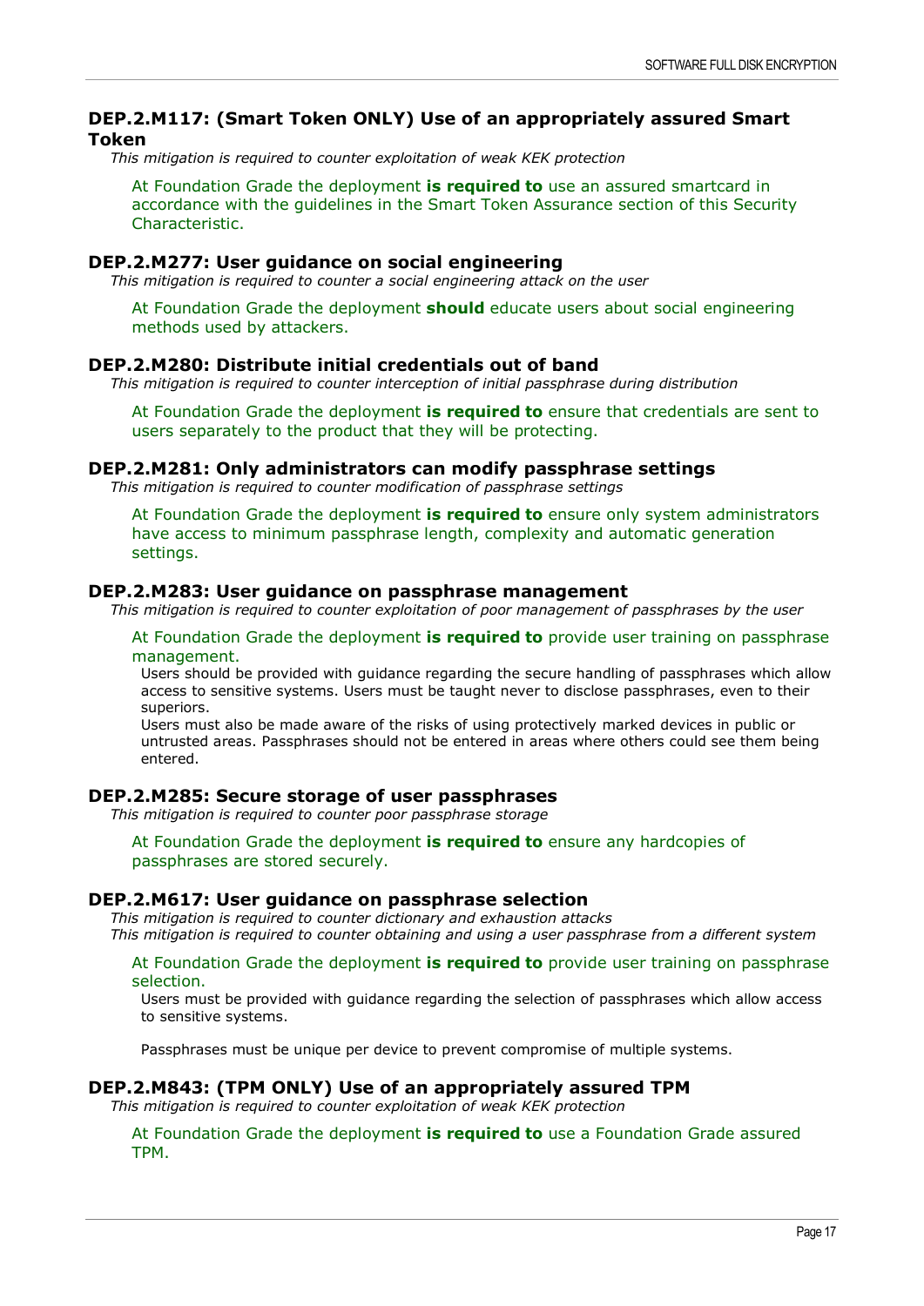### DEP.2.M117: (Smart Token ONLY) Use of an appropriately assured Smart Token

*This mitigation is required to counter exploitation of weak KEK protection*

At Foundation Grade the deployment **is required to** use an assured smartcard in accordance with the guidelines in the Smart Token Assurance section of this Security Characteristic.

### DEP.2.M277: User guidance on social engineering

*This mitigation is required to counter a social engineering attack on the user*

At Foundation Grade the deployment **should** educate users about social engineering methods used by attackers.

### DEP.2.M280: Distribute initial credentials out of band

*This mitigation is required to counter interception of initial passphrase during distribution*

At Foundation Grade the deployment **is required to** ensure that credentials are sent to users separately to the product that they will be protecting.

### DEP.2.M281: Only administrators can modify passphrase settings

*This mitigation is required to counter modification of passphrase settings*

At Foundation Grade the deployment **is required to** ensure only system administrators have access to minimum passphrase length, complexity and automatic generation settings.

### DEP.2.M283: User guidance on passphrase management

*This mitigation is required to counter exploitation of poor management of passphrases by the user*

At Foundation Grade the deployment **is required to** provide user training on passphrase management.

Users should be provided with guidance regarding the secure handling of passphrases which allow access to sensitive systems. Users must be taught never to disclose passphrases, even to their superiors.

Users must also be made aware of the risks of using protectively marked devices in public or untrusted areas. Passphrases should not be entered in areas where others could see them being entered.

### DEP.2.M285: Secure storage of user passphrases

*This mitigation is required to counter poor passphrase storage*

At Foundation Grade the deployment **is required to** ensure any hardcopies of passphrases are stored securely.

### DEP.2.M617: User guidance on passphrase selection

*This mitigation is required to counter dictionary and exhaustion attacks*

*This mitigation is required to counter obtaining and using a user passphrase from a different system*

At Foundation Grade the deployment **is required to** provide user training on passphrase selection.

Users must be provided with guidance regarding the selection of passphrases which allow access to sensitive systems.

Passphrases must be unique per device to prevent compromise of multiple systems.

### DEP.2.M843: (TPM ONLY) Use of an appropriately assured TPM

*This mitigation is required to counter exploitation of weak KEK protection*

At Foundation Grade the deployment **is required to** use a Foundation Grade assured TPM.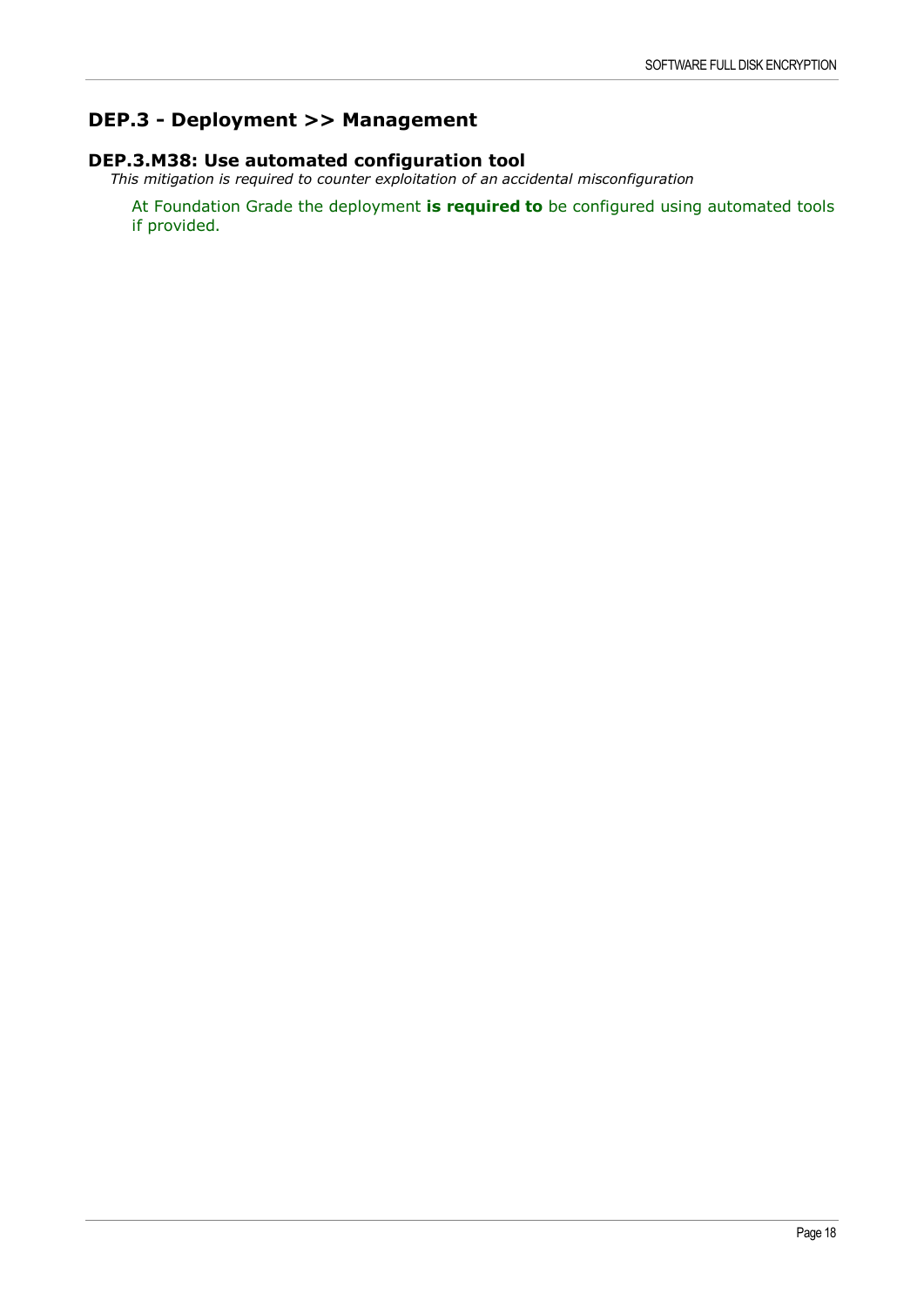## DEP.3 - Deployment >> Management

### DEP.3.M38: Use automated configuration tool

*This mitigation is required to counter exploitation of an accidental misconfiguration*

At Foundation Grade the deployment **is required to** be configured using automated tools if provided.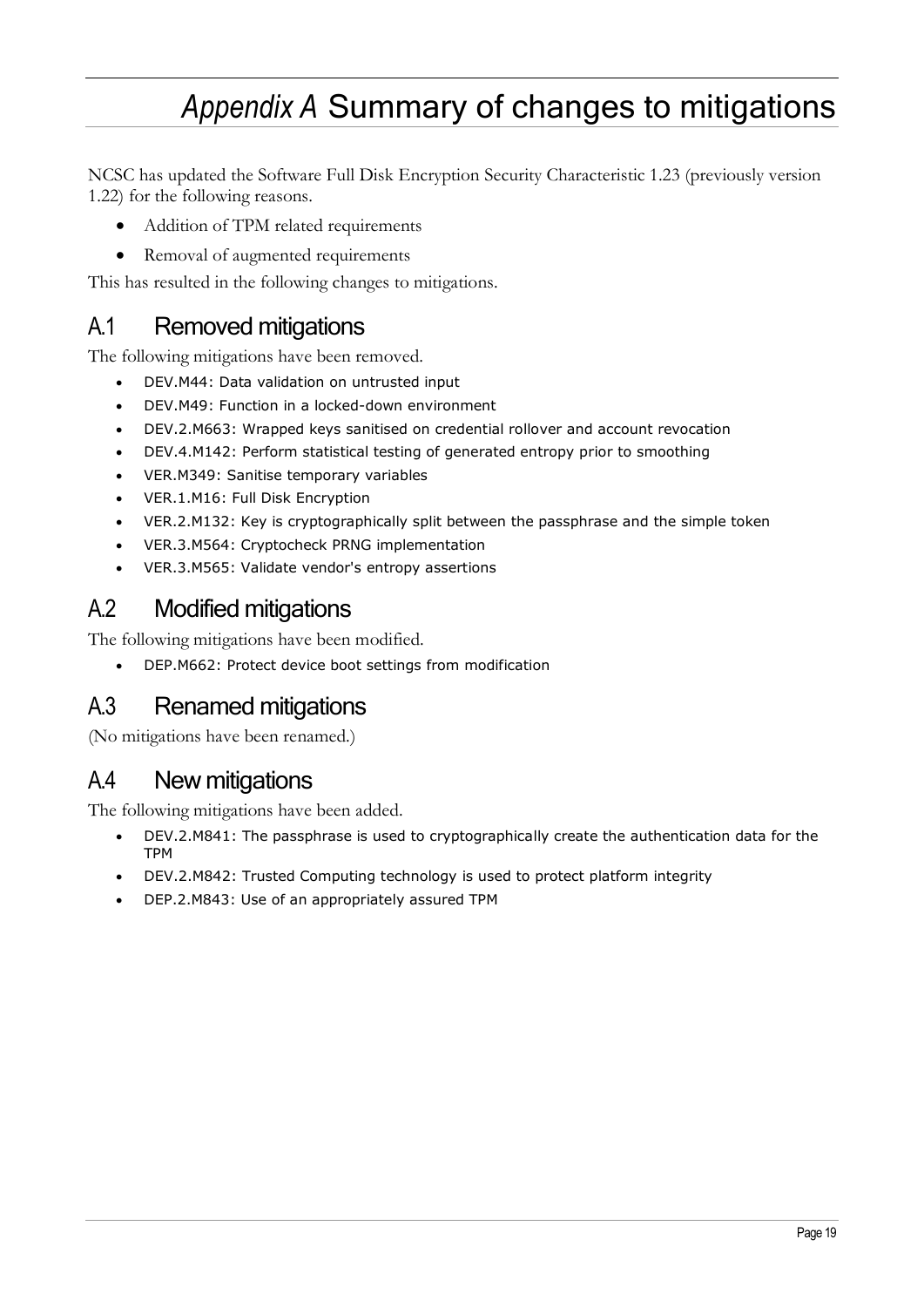# *Appendix A* Summary of changes to mitigations

NCSC has updated the Software Full Disk Encryption Security Characteristic 1.23 (previously version 1.22) for the following reasons.

- Addition of TPM related requirements
- Removal of augmented requirements

This has resulted in the following changes to mitigations.

## A.1 Removed mitigations

The following mitigations have been removed.

- DEV.M44: Data validation on untrusted input
- DEV.M49: Function in a locked-down environment
- DEV.2.M663: Wrapped keys sanitised on credential rollover and account revocation
- DEV.4.M142: Perform statistical testing of generated entropy prior to smoothing
- VER.M349: Sanitise temporary variables
- VER.1.M16: Full Disk Encryption
- VER.2.M132: Key is cryptographically split between the passphrase and the simple token
- VER.3.M564: Cryptocheck PRNG implementation
- VER.3.M565: Validate vendor's entropy assertions

## A.2 Modified mitigations

The following mitigations have been modified.

- DEP.M662: Protect device boot settings from modification

## A.3 Renamed mitigations

(No mitigations have been renamed.)

## A.4 New mitigations

The following mitigations have been added.

- DEV.2.M841: The passphrase is used to cryptographically create the authentication data for the TPM
- DEV.2.M842: Trusted Computing technology is used to protect platform integrity
- DEP.2.M843: Use of an appropriately assured TPM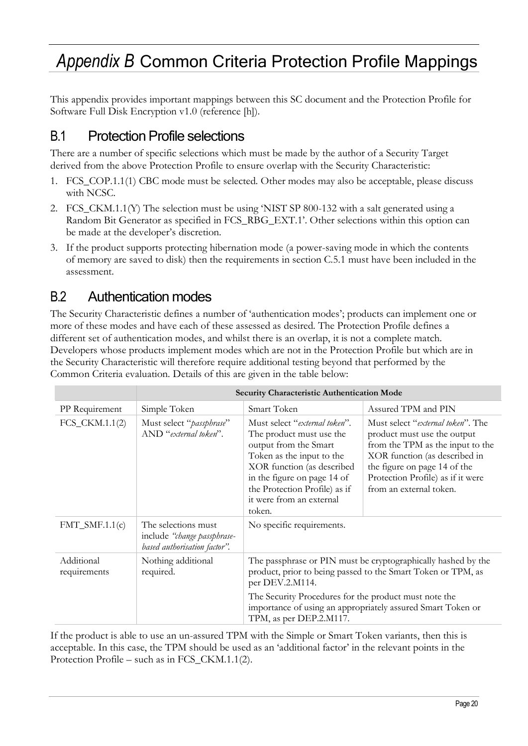# *Appendix B* Common Criteria Protection Profile Mappings

This appendix provides important mappings between this SC document and the Protection Profile for Software Full Disk Encryption v1.0 (reference [h]).

## B.1 Protection Profile selections

There are a number of specific selections which must be made by the author of a Security Target derived from the above Protection Profile to ensure overlap with the Security Characteristic:

1. FCS_COP.1.1(1) CBC mode must be selected. Other modes may also be acceptable, please discuss with NCSC.
2. FCS_CKM.1.1(Y) The selection must be using 'NIST SP 800-132 with a salt generated using a Random Bit Generator as specified in FCS_RBG_EXT.1'. Other selections within this option can be made at the developer's discretion.
3. If the product supports protecting hibernation mode (a power-saving mode in which the contents of memory are saved to disk) then the requirements in section C.5.1 must have been included in the assessment.

## B.2 Authentication modes

The Security Characteristic defines a number of 'authentication modes'; products can implement one or more of these modes and have each of these assessed as desired. The Protection Profile defines a different set of authentication modes, and whilst there is an overlap, it is not a complete match. Developers whose products implement modes which are not in the Protection Profile but which are in the Security Characteristic will therefore require additional testing beyond that performed by the Common Criteria evaluation. Details of this are given in the table below:

| | **Security Characteristic Authentication Mode** | | |
|---|---|---|---|
| PP Requirement | Simple Token | Smart Token | Assured TPM and PIN |
| FCS_CKM.1.1(2) | Must select "*passphrase*" AND "*external token*". | Must select "*external token*". The product must use the output from the Smart Token as the input to the XOR function (as described in the figure on page 14 of the Protection Profile) as if it were from an external token. | Must select "*external token*". The product must use the output from the TPM as the input to the XOR function (as described in the figure on page 14 of the Protection Profile) as if it were from an external token. |
| FMT_SMF.1.1(c) | The selections must include *"change passphrase-based authorisation factor"*. | No specific requirements. | |
| Additional requirements | Nothing additional required. | The passphrase or PIN must be cryptographically hashed by the product, prior to being passed to the Smart Token or TPM, as per DEV.2.M114. The Security Procedures for the product must note the importance of using an appropriately assured Smart Token or TPM, as per DEP.2.M117. | |

If the product is able to use an un-assured TPM with the Simple or Smart Token variants, then this is acceptable. In this case, the TPM should be used as an 'additional factor' in the relevant points in the Protection Profile – such as in FCS_CKM.1.1(2).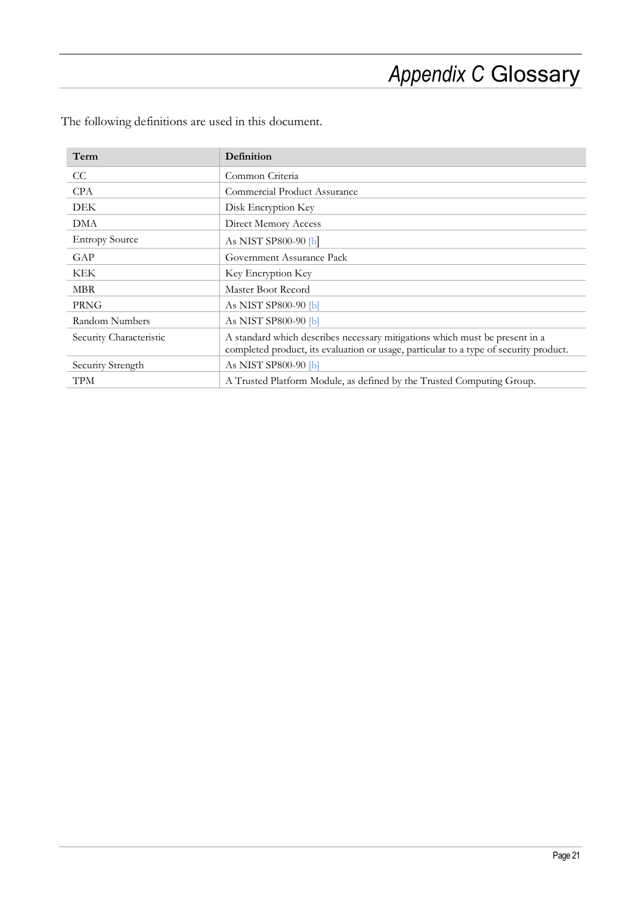# *Appendix C* Glossary

The following definitions are used in this document.

| Term | Definition |
|---|---|
| CC | Common Criteria |
| CPA | Commercial Product Assurance |
| DEK | Disk Encryption Key |
| DMA | Direct Memory Access |
| Entropy Source | As NIST SP800-90 [b] |
| GAP | Government Assurance Pack |
| KEK | Key Encryption Key |
| MBR | Master Boot Record |
| PRNG | As NIST SP800-90 [b] |
| Random Numbers | As NIST SP800-90 [b] |
| Security Characteristic | A standard which describes necessary mitigations which must be present in a completed product, its evaluation or usage, particular to a type of security product. |
| Security Strength | As NIST SP800-90 [b] |
| TPM | A Trusted Platform Module, as defined by the Trusted Computing Group. |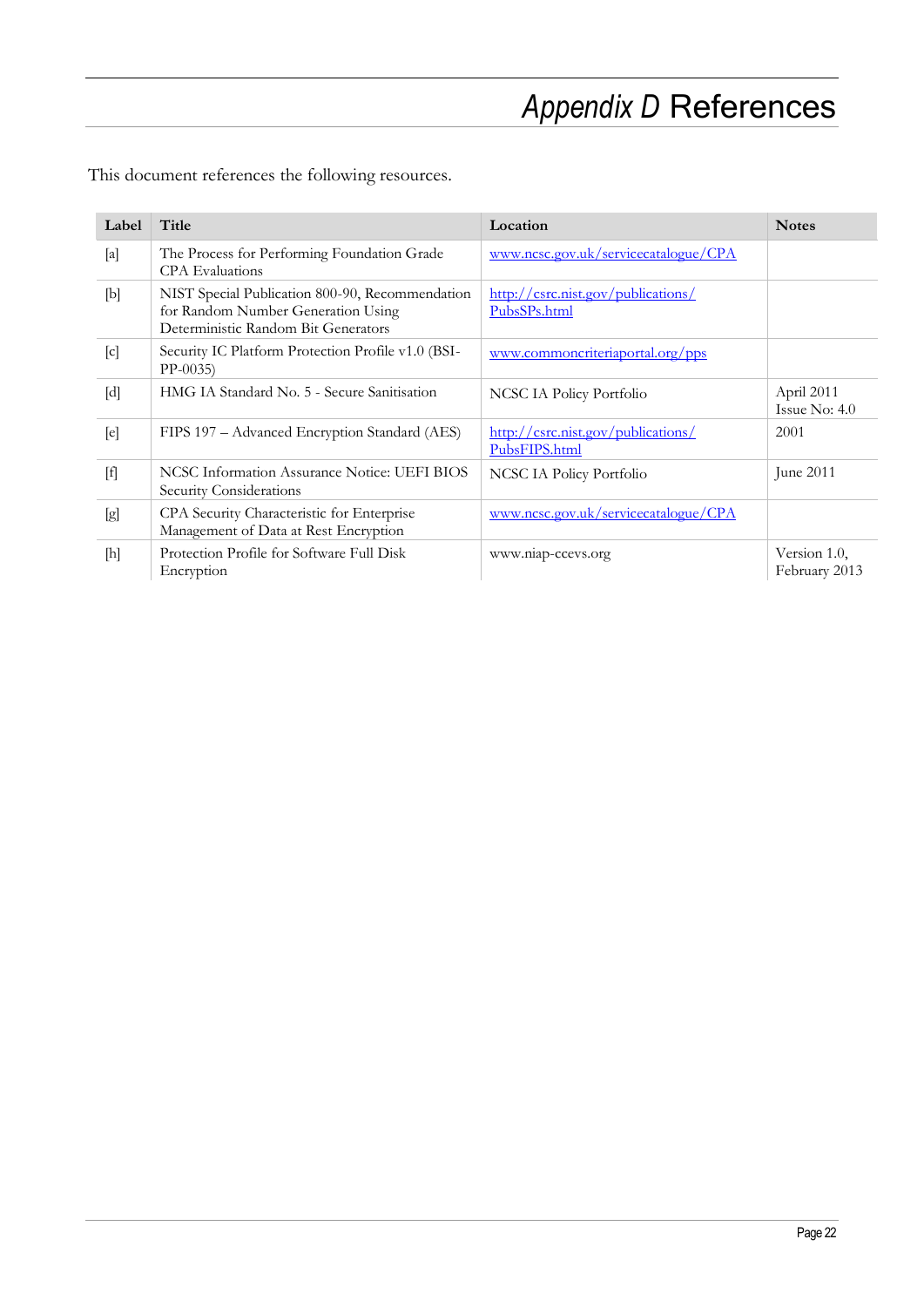# *Appendix D* References

This document references the following resources.

| Label | Title | Location | Notes |
|---|---|---|---|
| [a] | The Process for Performing Foundation Grade CPA Evaluations | www.ncsc.gov.uk/servicecatalogue/CPA | |
| [b] | NIST Special Publication 800-90, Recommendation for Random Number Generation Using Deterministic Random Bit Generators | http://csrc.nist.gov/publications/PubsSPs.html | |
| [c] | Security IC Platform Protection Profile v1.0 (BSI-PP-0035) | www.commoncriteriaportal.org/pps | |
| [d] | HMG IA Standard No. 5 - Secure Sanitisation | NCSC IA Policy Portfolio | April 2011 Issue No: 4.0 |
| [e] | FIPS 197 – Advanced Encryption Standard (AES) | http://csrc.nist.gov/publications/PubsFIPS.html | 2001 |
| [f] | NCSC Information Assurance Notice: UEFI BIOS Security Considerations | NCSC IA Policy Portfolio | June 2011 |
| [g] | CPA Security Characteristic for Enterprise Management of Data at Rest Encryption | www.ncsc.gov.uk/servicecatalogue/CPA | |
| [h] | Protection Profile for Software Full Disk Encryption | www.niap-ccevs.org | Version 1.0, February 2013 |